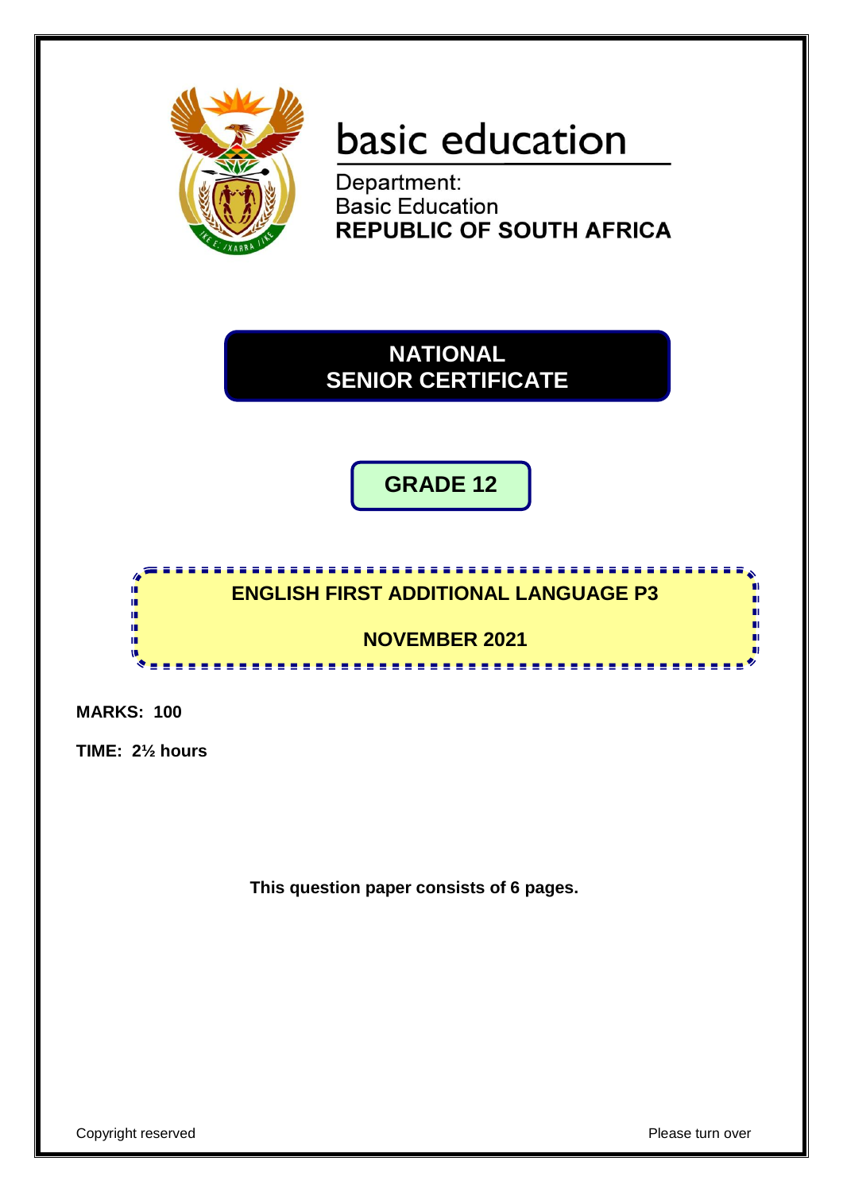basic education

Department:
Basic Education
**REPUBLIC OF SOUTH AFRICA**

# NATIONAL SENIOR CERTIFICATE

## GRADE 12

## ENGLISH FIRST ADDITIONAL LANGUAGE P3

## NOVEMBER 2021

**MARKS: 100**

**TIME: 2½ hours**

**This question paper consists of 6 pages.**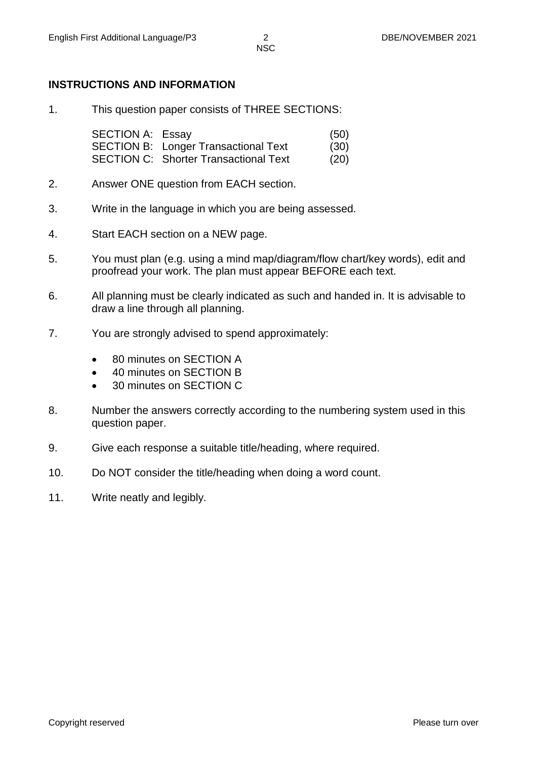## INSTRUCTIONS AND INFORMATION

1. This question paper consists of THREE SECTIONS:

| | | |
|---|---|---|
| SECTION A: | Essay | (50) |
| SECTION B: | Longer Transactional Text | (30) |
| SECTION C: | Shorter Transactional Text | (20) |

2. Answer ONE question from EACH section.

3. Write in the language in which you are being assessed.

4. Start EACH section on a NEW page.

5. You must plan (e.g. using a mind map/diagram/flow chart/key words), edit and proofread your work. The plan must appear BEFORE each text.

6. All planning must be clearly indicated as such and handed in. It is advisable to draw a line through all planning.

7. You are strongly advised to spend approximately:

   - 80 minutes on SECTION A
   - 40 minutes on SECTION B
   - 30 minutes on SECTION C

8. Number the answers correctly according to the numbering system used in this question paper.

9. Give each response a suitable title/heading, where required.

10. Do NOT consider the title/heading when doing a word count.

11. Write neatly and legibly.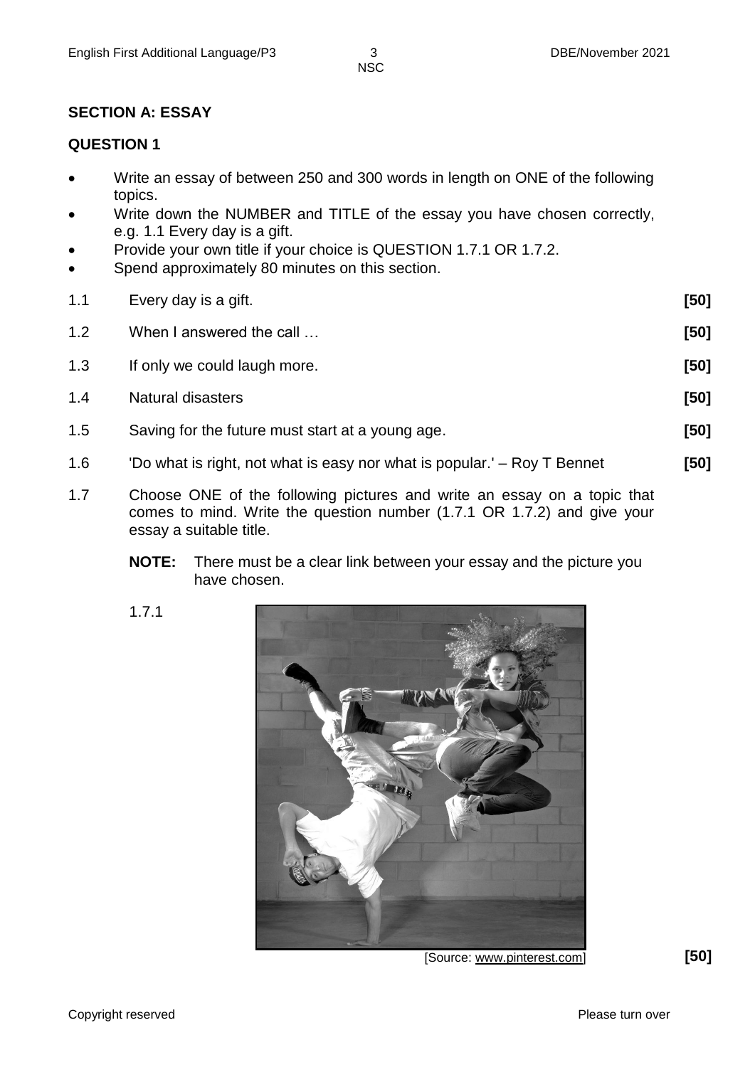## SECTION A: ESSAY

### QUESTION 1

- Write an essay of between 250 and 300 words in length on ONE of the following topics.
- Write down the NUMBER and TITLE of the essay you have chosen correctly, e.g. 1.1 Every day is a gift.
- Provide your own title if your choice is QUESTION 1.7.1 OR 1.7.2.
- Spend approximately 80 minutes on this section.

1.1 Every day is a gift. **[50]**

1.2 When I answered the call … **[50]**

1.3 If only we could laugh more. **[50]**

1.4 Natural disasters **[50]**

1.5 Saving for the future must start at a young age. **[50]**

1.6 'Do what is right, not what is easy nor what is popular.' – Roy T Bennet **[50]**

1.7 Choose ONE of the following pictures and write an essay on a topic that comes to mind. Write the question number (1.7.1 OR 1.7.2) and give your essay a suitable title.

**NOTE:** There must be a clear link between your essay and the picture you have chosen.

1.7.1

[Source: www.pinterest.com] **[50]**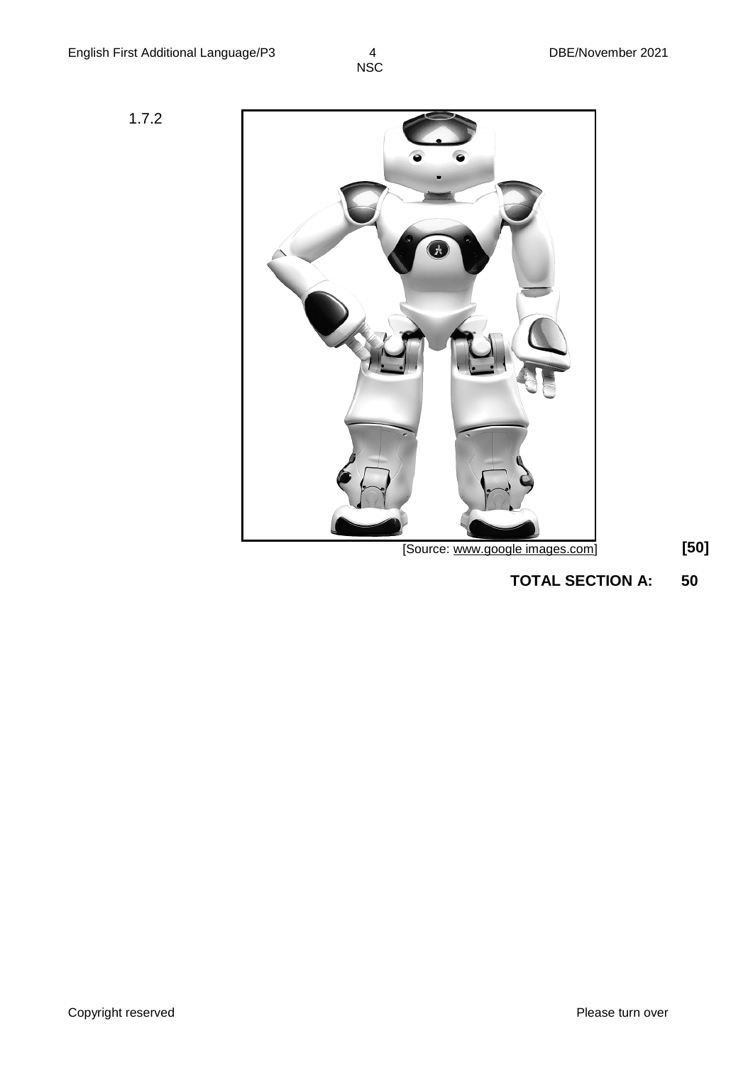1.7.2

[Source: www.google images.com]

**[50]**

**TOTAL SECTION A: 50**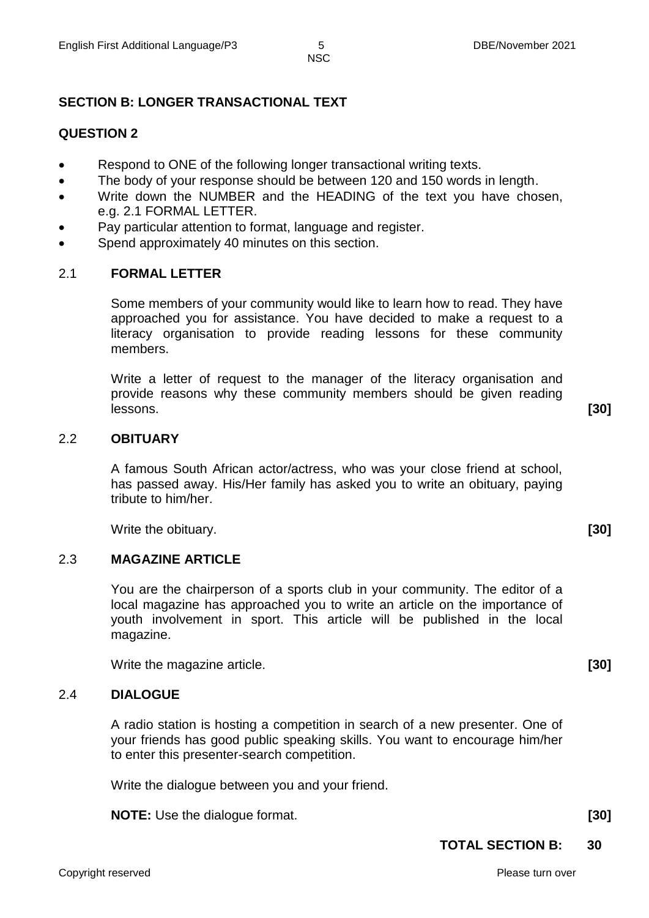## SECTION B: LONGER TRANSACTIONAL TEXT

### QUESTION 2

- Respond to ONE of the following longer transactional writing texts.
- The body of your response should be between 120 and 150 words in length.
- Write down the NUMBER and the HEADING of the text you have chosen, e.g. 2.1 FORMAL LETTER.
- Pay particular attention to format, language and register.
- Spend approximately 40 minutes on this section.

### 2.1 FORMAL LETTER

Some members of your community would like to learn how to read. They have approached you for assistance. You have decided to make a request to a literacy organisation to provide reading lessons for these community members.

Write a letter of request to the manager of the literacy organisation and provide reasons why these community members should be given reading lessons. **[30]**

### 2.2 OBITUARY

A famous South African actor/actress, who was your close friend at school, has passed away. His/Her family has asked you to write an obituary, paying tribute to him/her.

Write the obituary. **[30]**

### 2.3 MAGAZINE ARTICLE

You are the chairperson of a sports club in your community. The editor of a local magazine has approached you to write an article on the importance of youth involvement in sport. This article will be published in the local magazine.

Write the magazine article. **[30]**

### 2.4 DIALOGUE

A radio station is hosting a competition in search of a new presenter. One of your friends has good public speaking skills. You want to encourage him/her to enter this presenter-search competition.

Write the dialogue between you and your friend.

**NOTE:** Use the dialogue format. **[30]**

**TOTAL SECTION B: 30**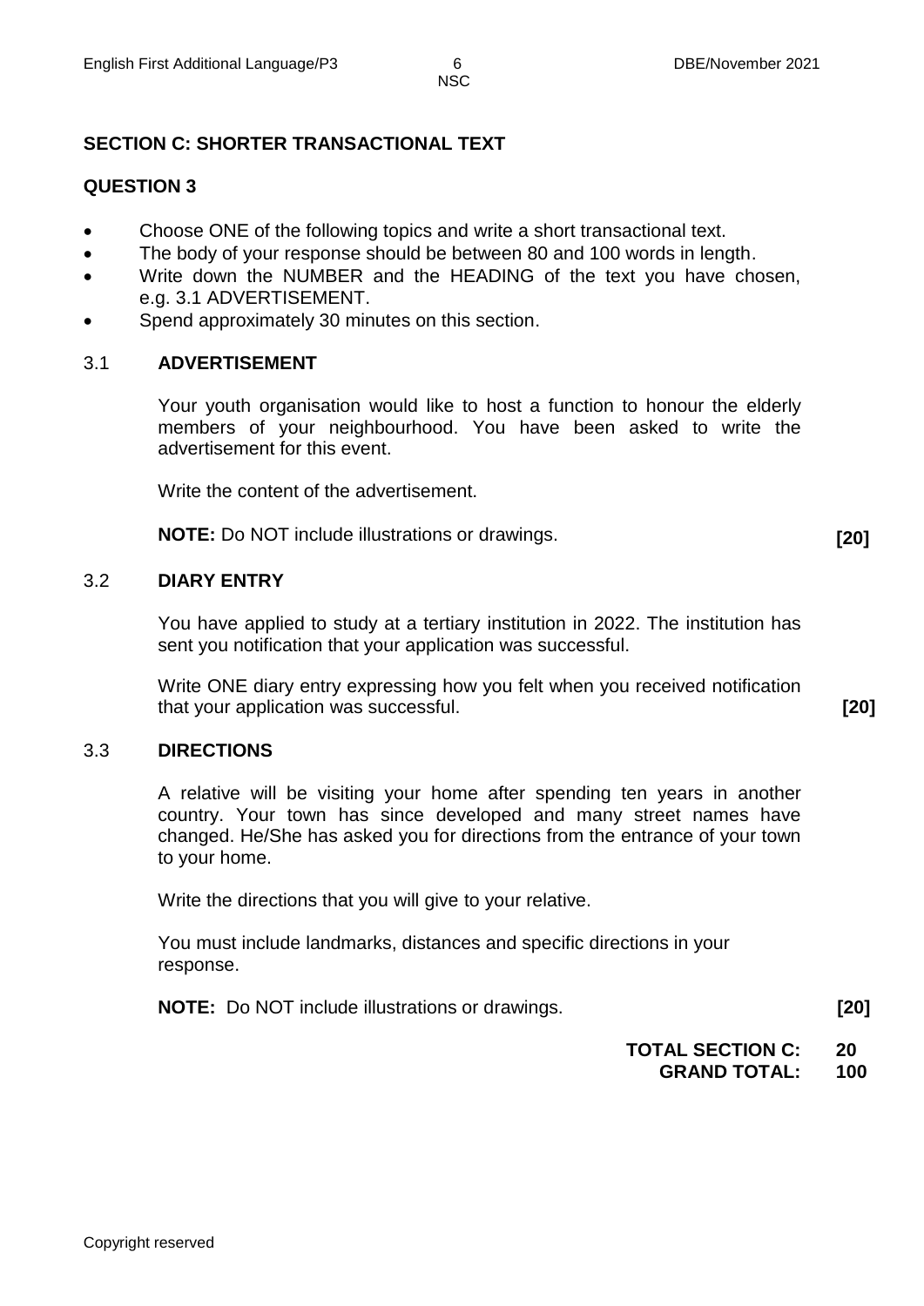## SECTION C: SHORTER TRANSACTIONAL TEXT

### QUESTION 3

- Choose ONE of the following topics and write a short transactional text.
- The body of your response should be between 80 and 100 words in length.
- Write down the NUMBER and the HEADING of the text you have chosen, e.g. 3.1 ADVERTISEMENT.
- Spend approximately 30 minutes on this section.

3.1 **ADVERTISEMENT**

Your youth organisation would like to host a function to honour the elderly members of your neighbourhood. You have been asked to write the advertisement for this event.

Write the content of the advertisement.

**NOTE:** Do NOT include illustrations or drawings. **[20]**

3.2 **DIARY ENTRY**

You have applied to study at a tertiary institution in 2022. The institution has sent you notification that your application was successful.

Write ONE diary entry expressing how you felt when you received notification that your application was successful. **[20]**

3.3 **DIRECTIONS**

A relative will be visiting your home after spending ten years in another country. Your town has since developed and many street names have changed. He/She has asked you for directions from the entrance of your town to your home.

Write the directions that you will give to your relative.

You must include landmarks, distances and specific directions in your response.

**NOTE:** Do NOT include illustrations or drawings. **[20]**

**TOTAL SECTION C: 20**
**GRAND TOTAL: 100**